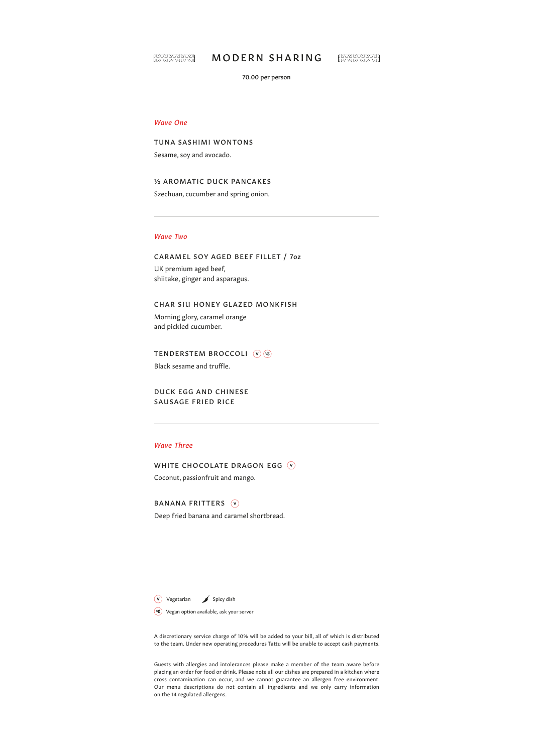# MODERN SHARING

70.00 per person

## *Wave One*

### TUNA SASHIMI WONTONS

Sesame, soy and avocado.

### ½ AROMATIC DUCK PANCAKES

Szechuan, cucumber and spring onion.

---

## *Wave Two*

### CARAMEL SOY AGED BEEF FILLET / 7oz

UK premium aged beef,
shiitake, ginger and asparagus.

### CHAR SIU HONEY GLAZED MONKFISH

Morning glory, caramel orange
and pickled cucumber.

### TENDERSTEM BROCCOLI (V) (VG)

Black sesame and truffle.

### DUCK EGG AND CHINESE SAUSAGE FRIED RICE

---

## *Wave Three*

### WHITE CHOCOLATE DRAGON EGG (V)

Coconut, passionfruit and mango.

### BANANA FRITTERS (V)

Deep fried banana and caramel shortbread.

(V) Vegetarian Spicy dish

(VG) Vegan option available, ask your server

A discretionary service charge of 10% will be added to your bill, all of which is distributed to the team. Under new operating procedures Tattu will be unable to accept cash payments.

Guests with allergies and intolerances please make a member of the team aware before placing an order for food or drink. Please note all our dishes are prepared in a kitchen where cross contamination can occur, and we cannot guarantee an allergen free environment. Our menu descriptions do not contain all ingredients and we only carry information on the 14 regulated allergens.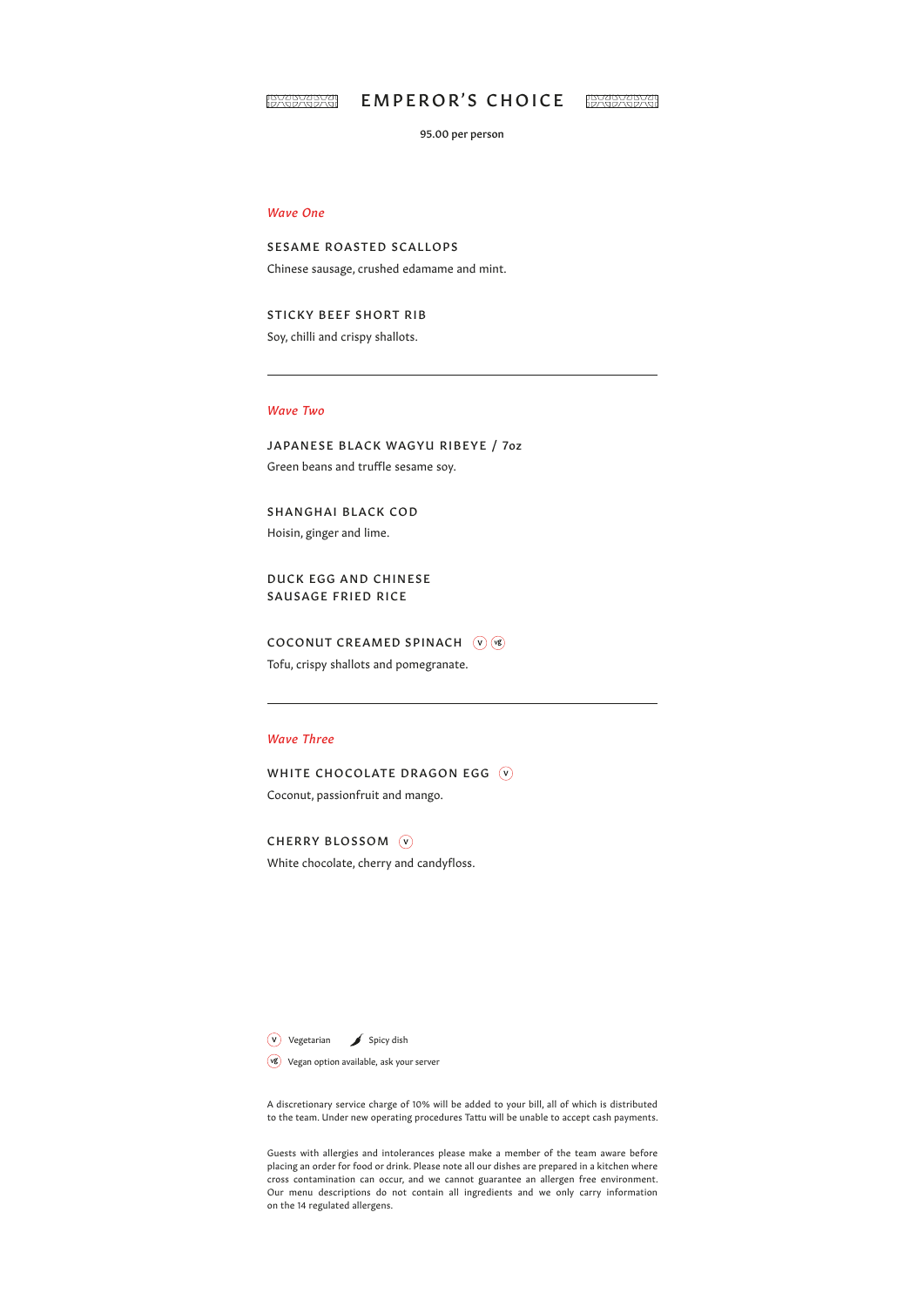# EMPEROR'S CHOICE

95.00 per person

*Wave One*

SESAME ROASTED SCALLOPS

Chinese sausage, crushed edamame and mint.

STICKY BEEF SHORT RIB

Soy, chilli and crispy shallots.

---

*Wave Two*

JAPANESE BLACK WAGYU RIBEYE / 7oz

Green beans and truffle sesame soy.

SHANGHAI BLACK COD

Hoisin, ginger and lime.

DUCK EGG AND CHINESE SAUSAGE FRIED RICE

COCONUT CREAMED SPINACH (V) (VE)

Tofu, crispy shallots and pomegranate.

---

*Wave Three*

WHITE CHOCOLATE DRAGON EGG (V)

Coconut, passionfruit and mango.

CHERRY BLOSSOM (V)

White chocolate, cherry and candyfloss.

(V) Vegetarian    Spicy dish

(VE) Vegan option available, ask your server

A discretionary service charge of 10% will be added to your bill, all of which is distributed to the team. Under new operating procedures Tattu will be unable to accept cash payments.

Guests with allergies and intolerances please make a member of the team aware before placing an order for food or drink. Please note all our dishes are prepared in a kitchen where cross contamination can occur, and we cannot guarantee an allergen free environment. Our menu descriptions do not contain all ingredients and we only carry information on the 14 regulated allergens.